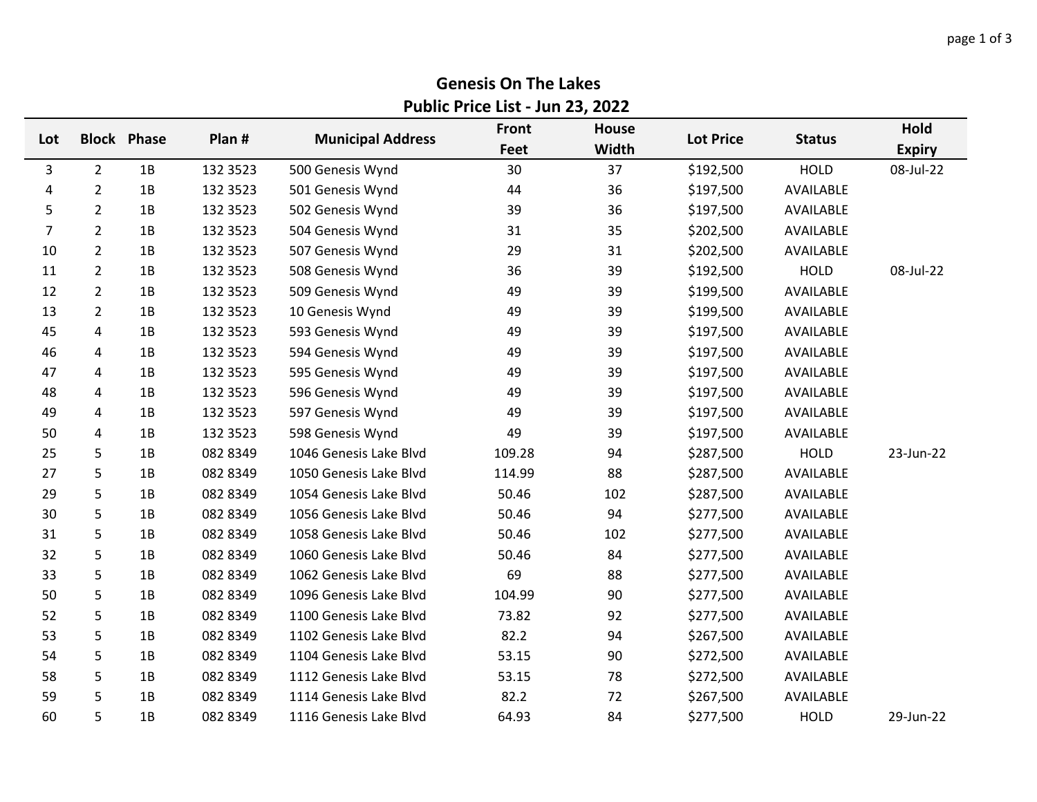# Genesis On The Lakes

## Public Price List - Jun 23, 2022

| Lot | Block | Phase | Plan # | Municipal Address | Front Feet | House Width | Lot Price | Status | Hold Expiry |
|---|---|---|---|---|---|---|---|---|---|
| 3 | 2 | 1B | 132 3523 | 500 Genesis Wynd | 30 | 37 | $192,500 | HOLD | 08-Jul-22 |
| 4 | 2 | 1B | 132 3523 | 501 Genesis Wynd | 44 | 36 | $197,500 | AVAILABLE | |
| 5 | 2 | 1B | 132 3523 | 502 Genesis Wynd | 39 | 36 | $197,500 | AVAILABLE | |
| 7 | 2 | 1B | 132 3523 | 504 Genesis Wynd | 31 | 35 | $202,500 | AVAILABLE | |
| 10 | 2 | 1B | 132 3523 | 507 Genesis Wynd | 29 | 31 | $202,500 | AVAILABLE | |
| 11 | 2 | 1B | 132 3523 | 508 Genesis Wynd | 36 | 39 | $192,500 | HOLD | 08-Jul-22 |
| 12 | 2 | 1B | 132 3523 | 509 Genesis Wynd | 49 | 39 | $199,500 | AVAILABLE | |
| 13 | 2 | 1B | 132 3523 | 10 Genesis Wynd | 49 | 39 | $199,500 | AVAILABLE | |
| 45 | 4 | 1B | 132 3523 | 593 Genesis Wynd | 49 | 39 | $197,500 | AVAILABLE | |
| 46 | 4 | 1B | 132 3523 | 594 Genesis Wynd | 49 | 39 | $197,500 | AVAILABLE | |
| 47 | 4 | 1B | 132 3523 | 595 Genesis Wynd | 49 | 39 | $197,500 | AVAILABLE | |
| 48 | 4 | 1B | 132 3523 | 596 Genesis Wynd | 49 | 39 | $197,500 | AVAILABLE | |
| 49 | 4 | 1B | 132 3523 | 597 Genesis Wynd | 49 | 39 | $197,500 | AVAILABLE | |
| 50 | 4 | 1B | 132 3523 | 598 Genesis Wynd | 49 | 39 | $197,500 | AVAILABLE | |
| 25 | 5 | 1B | 082 8349 | 1046 Genesis Lake Blvd | 109.28 | 94 | $287,500 | HOLD | 23-Jun-22 |
| 27 | 5 | 1B | 082 8349 | 1050 Genesis Lake Blvd | 114.99 | 88 | $287,500 | AVAILABLE | |
| 29 | 5 | 1B | 082 8349 | 1054 Genesis Lake Blvd | 50.46 | 102 | $287,500 | AVAILABLE | |
| 30 | 5 | 1B | 082 8349 | 1056 Genesis Lake Blvd | 50.46 | 94 | $277,500 | AVAILABLE | |
| 31 | 5 | 1B | 082 8349 | 1058 Genesis Lake Blvd | 50.46 | 102 | $277,500 | AVAILABLE | |
| 32 | 5 | 1B | 082 8349 | 1060 Genesis Lake Blvd | 50.46 | 84 | $277,500 | AVAILABLE | |
| 33 | 5 | 1B | 082 8349 | 1062 Genesis Lake Blvd | 69 | 88 | $277,500 | AVAILABLE | |
| 50 | 5 | 1B | 082 8349 | 1096 Genesis Lake Blvd | 104.99 | 90 | $277,500 | AVAILABLE | |
| 52 | 5 | 1B | 082 8349 | 1100 Genesis Lake Blvd | 73.82 | 92 | $277,500 | AVAILABLE | |
| 53 | 5 | 1B | 082 8349 | 1102 Genesis Lake Blvd | 82.2 | 94 | $267,500 | AVAILABLE | |
| 54 | 5 | 1B | 082 8349 | 1104 Genesis Lake Blvd | 53.15 | 90 | $272,500 | AVAILABLE | |
| 58 | 5 | 1B | 082 8349 | 1112 Genesis Lake Blvd | 53.15 | 78 | $272,500 | AVAILABLE | |
| 59 | 5 | 1B | 082 8349 | 1114 Genesis Lake Blvd | 82.2 | 72 | $267,500 | AVAILABLE | |
| 60 | 5 | 1B | 082 8349 | 1116 Genesis Lake Blvd | 64.93 | 84 | $277,500 | HOLD | 29-Jun-22 |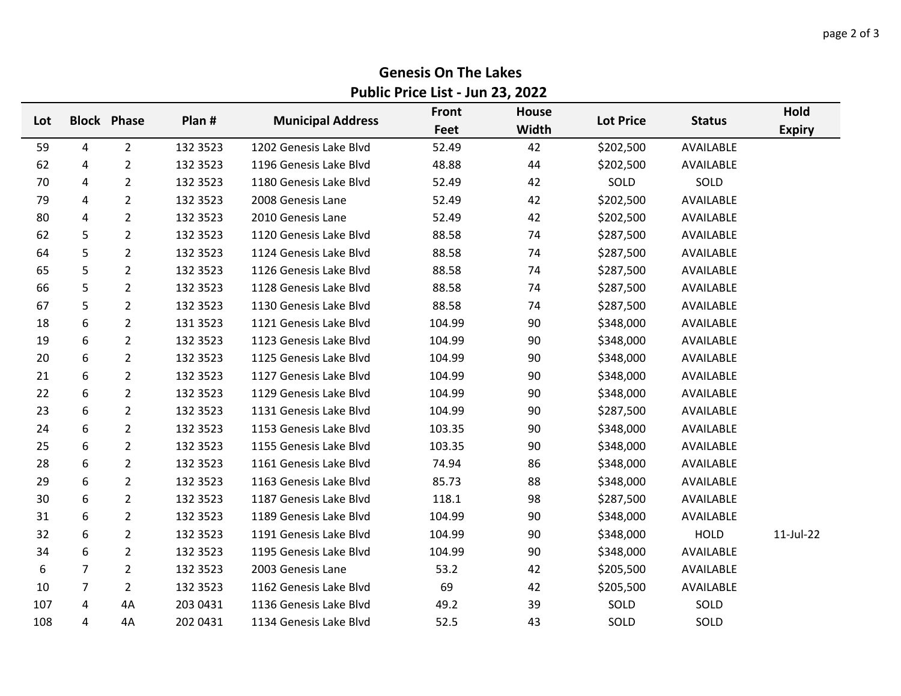# Genesis On The Lakes

## Public Price List - Jun 23, 2022

| Lot | Block | Phase | Plan # | Municipal Address | Front Feet | House Width | Lot Price | Status | Hold Expiry |
|---|---|---|---|---|---|---|---|---|---|
| 59 | 4 | 2 | 132 3523 | 1202 Genesis Lake Blvd | 52.49 | 42 | $202,500 | AVAILABLE | |
| 62 | 4 | 2 | 132 3523 | 1196 Genesis Lake Blvd | 48.88 | 44 | $202,500 | AVAILABLE | |
| 70 | 4 | 2 | 132 3523 | 1180 Genesis Lake Blvd | 52.49 | 42 | SOLD | SOLD | |
| 79 | 4 | 2 | 132 3523 | 2008 Genesis Lane | 52.49 | 42 | $202,500 | AVAILABLE | |
| 80 | 4 | 2 | 132 3523 | 2010 Genesis Lane | 52.49 | 42 | $202,500 | AVAILABLE | |
| 62 | 5 | 2 | 132 3523 | 1120 Genesis Lake Blvd | 88.58 | 74 | $287,500 | AVAILABLE | |
| 64 | 5 | 2 | 132 3523 | 1124 Genesis Lake Blvd | 88.58 | 74 | $287,500 | AVAILABLE | |
| 65 | 5 | 2 | 132 3523 | 1126 Genesis Lake Blvd | 88.58 | 74 | $287,500 | AVAILABLE | |
| 66 | 5 | 2 | 132 3523 | 1128 Genesis Lake Blvd | 88.58 | 74 | $287,500 | AVAILABLE | |
| 67 | 5 | 2 | 132 3523 | 1130 Genesis Lake Blvd | 88.58 | 74 | $287,500 | AVAILABLE | |
| 18 | 6 | 2 | 131 3523 | 1121 Genesis Lake Blvd | 104.99 | 90 | $348,000 | AVAILABLE | |
| 19 | 6 | 2 | 132 3523 | 1123 Genesis Lake Blvd | 104.99 | 90 | $348,000 | AVAILABLE | |
| 20 | 6 | 2 | 132 3523 | 1125 Genesis Lake Blvd | 104.99 | 90 | $348,000 | AVAILABLE | |
| 21 | 6 | 2 | 132 3523 | 1127 Genesis Lake Blvd | 104.99 | 90 | $348,000 | AVAILABLE | |
| 22 | 6 | 2 | 132 3523 | 1129 Genesis Lake Blvd | 104.99 | 90 | $348,000 | AVAILABLE | |
| 23 | 6 | 2 | 132 3523 | 1131 Genesis Lake Blvd | 104.99 | 90 | $287,500 | AVAILABLE | |
| 24 | 6 | 2 | 132 3523 | 1153 Genesis Lake Blvd | 103.35 | 90 | $348,000 | AVAILABLE | |
| 25 | 6 | 2 | 132 3523 | 1155 Genesis Lake Blvd | 103.35 | 90 | $348,000 | AVAILABLE | |
| 28 | 6 | 2 | 132 3523 | 1161 Genesis Lake Blvd | 74.94 | 86 | $348,000 | AVAILABLE | |
| 29 | 6 | 2 | 132 3523 | 1163 Genesis Lake Blvd | 85.73 | 88 | $348,000 | AVAILABLE | |
| 30 | 6 | 2 | 132 3523 | 1187 Genesis Lake Blvd | 118.1 | 98 | $287,500 | AVAILABLE | |
| 31 | 6 | 2 | 132 3523 | 1189 Genesis Lake Blvd | 104.99 | 90 | $348,000 | AVAILABLE | |
| 32 | 6 | 2 | 132 3523 | 1191 Genesis Lake Blvd | 104.99 | 90 | $348,000 | HOLD | 11-Jul-22 |
| 34 | 6 | 2 | 132 3523 | 1195 Genesis Lake Blvd | 104.99 | 90 | $348,000 | AVAILABLE | |
| 6 | 7 | 2 | 132 3523 | 2003 Genesis Lane | 53.2 | 42 | $205,500 | AVAILABLE | |
| 10 | 7 | 2 | 132 3523 | 1162 Genesis Lake Blvd | 69 | 42 | $205,500 | AVAILABLE | |
| 107 | 4 | 4A | 203 0431 | 1136 Genesis Lake Blvd | 49.2 | 39 | SOLD | SOLD | |
| 108 | 4 | 4A | 202 0431 | 1134 Genesis Lake Blvd | 52.5 | 43 | SOLD | SOLD | |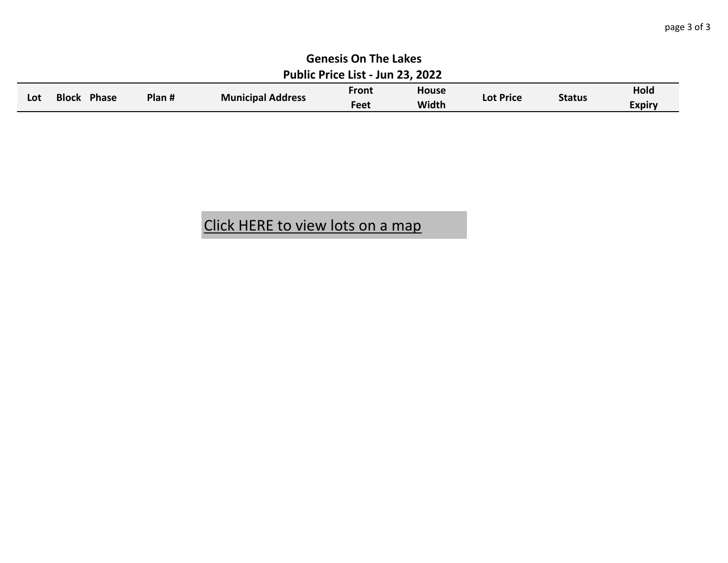# Genesis On The Lakes

## Public Price List - Jun 23, 2022

| Lot | Block | Phase | Plan # | Municipal Address | Front Feet | House Width | Lot Price | Status | Hold Expiry |
|---|---|---|---|---|---|---|---|---|---|

Click HERE to view lots on a map